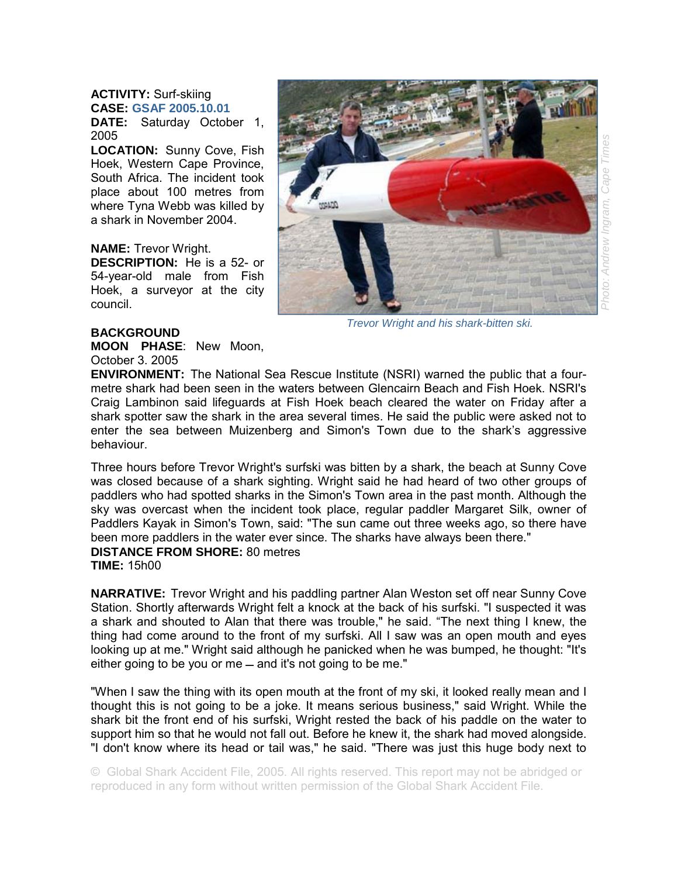**ACTIVITY:** Surf-skiing
**CASE:** GSAF 2005.10.01
**DATE:** Saturday October 1, 2005
**LOCATION:** Sunny Cove, Fish Hoek, Western Cape Province, South Africa. The incident took place about 100 metres from where Tyna Webb was killed by a shark in November 2004.

**NAME:** Trevor Wright.
**DESCRIPTION:** He is a 52- or 54-year-old male from Fish Hoek, a surveyor at the city council.

*Trevor Wright and his shark-bitten ski.*

*Photo: Andrew Ingram, Cape Times*

**BACKGROUND**
**MOON PHASE**: New Moon, October 3. 2005
**ENVIRONMENT:** The National Sea Rescue Institute (NSRI) warned the public that a four-metre shark had been seen in the waters between Glencairn Beach and Fish Hoek. NSRI's Craig Lambinon said lifeguards at Fish Hoek beach cleared the water on Friday after a shark spotter saw the shark in the area several times. He said the public were asked not to enter the sea between Muizenberg and Simon's Town due to the shark's aggressive behaviour.

Three hours before Trevor Wright's surfski was bitten by a shark, the beach at Sunny Cove was closed because of a shark sighting. Wright said he had heard of two other groups of paddlers who had spotted sharks in the Simon's Town area in the past month. Although the sky was overcast when the incident took place, regular paddler Margaret Silk, owner of Paddlers Kayak in Simon's Town, said: "The sun came out three weeks ago, so there have been more paddlers in the water ever since. The sharks have always been there."
**DISTANCE FROM SHORE:** 80 metres
**TIME:** 15h00

**NARRATIVE:** Trevor Wright and his paddling partner Alan Weston set off near Sunny Cove Station. Shortly afterwards Wright felt a knock at the back of his surfski. "I suspected it was a shark and shouted to Alan that there was trouble," he said. "The next thing I knew, the thing had come around to the front of my surfski. All I saw was an open mouth and eyes looking up at me." Wright said although he panicked when he was bumped, he thought: "It's either going to be you or me – and it's not going to be me."

"When I saw the thing with its open mouth at the front of my ski, it looked really mean and I thought this is not going to be a joke. It means serious business," said Wright. While the shark bit the front end of his surfski, Wright rested the back of his paddle on the water to support him so that he would not fall out. Before he knew it, the shark had moved alongside. "I don't know where its head or tail was," he said. "There was just this huge body next to

© Global Shark Accident File, 2005. All rights reserved. This report may not be abridged or reproduced in any form without written permission of the Global Shark Accident File.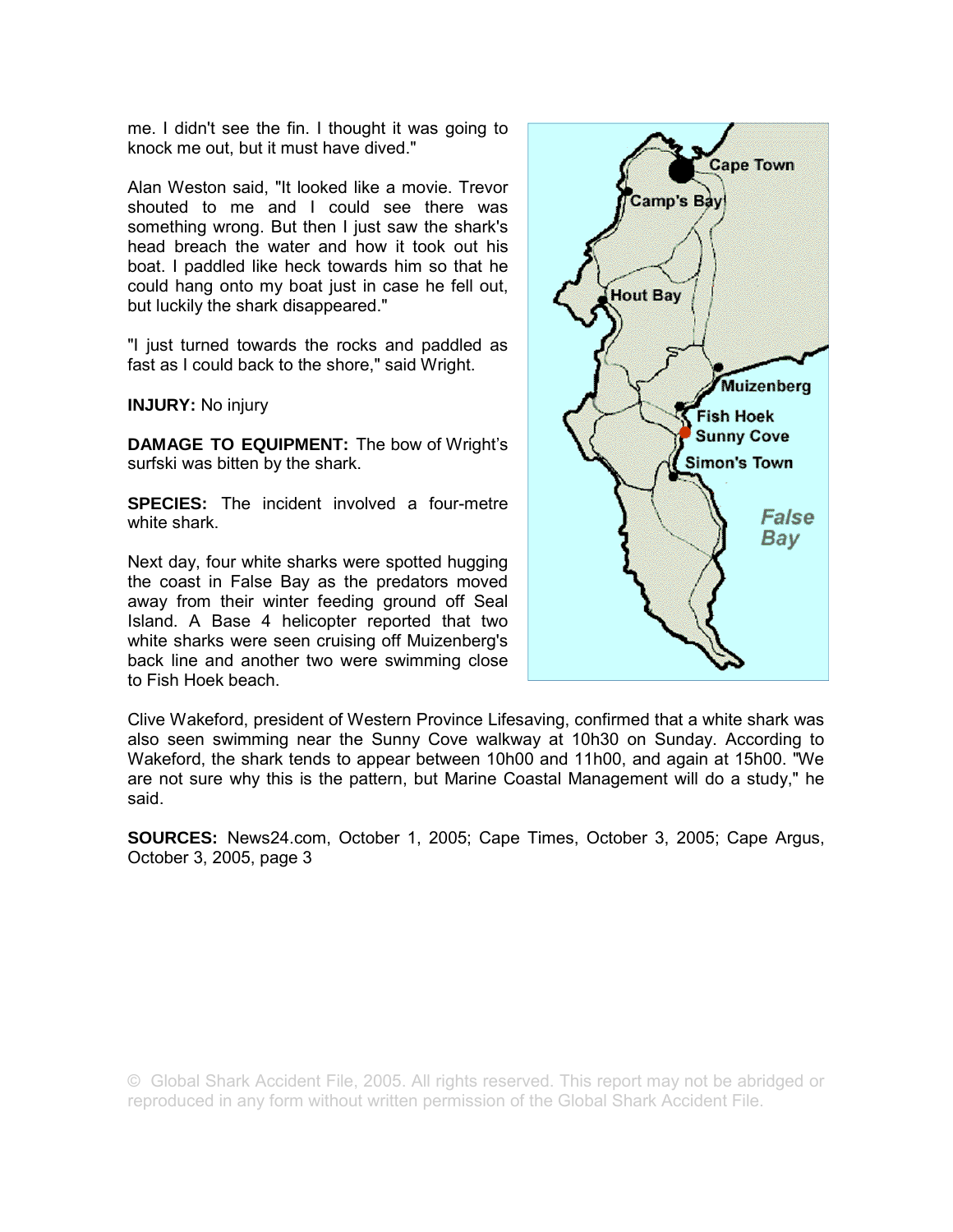me. I didn't see the fin. I thought it was going to knock me out, but it must have dived."

Alan Weston said, "It looked like a movie. Trevor shouted to me and I could see there was something wrong. But then I just saw the shark's head breach the water and how it took out his boat. I paddled like heck towards him so that he could hang onto my boat just in case he fell out, but luckily the shark disappeared."

"I just turned towards the rocks and paddled as fast as I could back to the shore," said Wright.

**INJURY:** No injury

**DAMAGE TO EQUIPMENT:** The bow of Wright's surfski was bitten by the shark.

**SPECIES:** The incident involved a four-metre white shark.

Next day, four white sharks were spotted hugging the coast in False Bay as the predators moved away from their winter feeding ground off Seal Island. A Base 4 helicopter reported that two white sharks were seen cruising off Muizenberg's back line and another two were swimming close to Fish Hoek beach.

Clive Wakeford, president of Western Province Lifesaving, confirmed that a white shark was also seen swimming near the Sunny Cove walkway at 10h30 on Sunday. According to Wakeford, the shark tends to appear between 10h00 and 11h00, and again at 15h00. "We are not sure why this is the pattern, but Marine Coastal Management will do a study," he said.

**SOURCES:** News24.com, October 1, 2005; Cape Times, October 3, 2005; Cape Argus, October 3, 2005, page 3